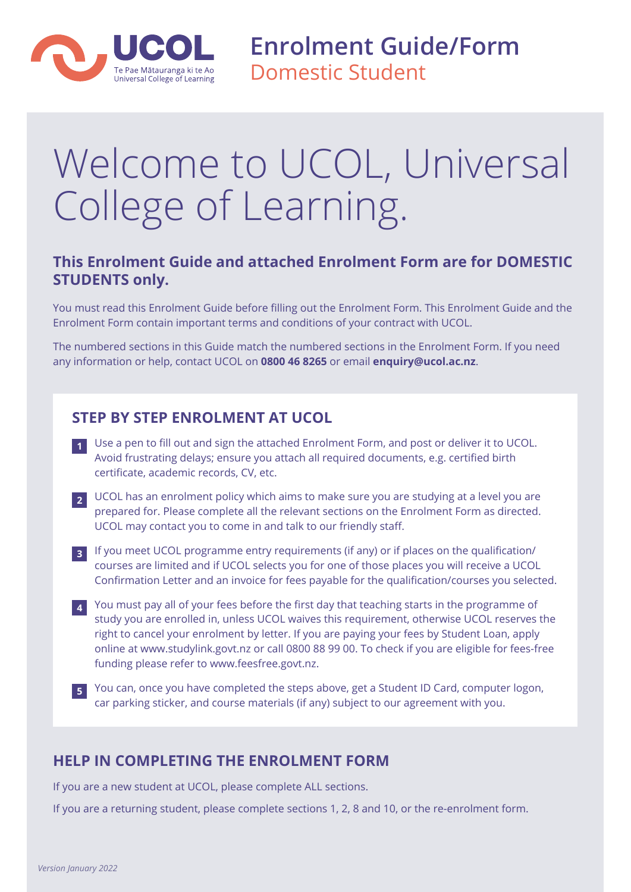UCOL
Te Pae Mātauranga ki te Ao
Universal College of Learning

# Enrolment Guide/Form
## Domestic Student

# Welcome to UCOL, Universal College of Learning.

### This Enrolment Guide and attached Enrolment Form are for DOMESTIC STUDENTS only.

You must read this Enrolment Guide before filling out the Enrolment Form. This Enrolment Guide and the Enrolment Form contain important terms and conditions of your contract with UCOL.

The numbered sections in this Guide match the numbered sections in the Enrolment Form. If you need any information or help, contact UCOL on **0800 46 8265** or email **enquiry@ucol.ac.nz**.

## STEP BY STEP ENROLMENT AT UCOL

1. Use a pen to fill out and sign the attached Enrolment Form, and post or deliver it to UCOL. Avoid frustrating delays; ensure you attach all required documents, e.g. certified birth certificate, academic records, CV, etc.
2. UCOL has an enrolment policy which aims to make sure you are studying at a level you are prepared for. Please complete all the relevant sections on the Enrolment Form as directed. UCOL may contact you to come in and talk to our friendly staff.
3. If you meet UCOL programme entry requirements (if any) or if places on the qualification/ courses are limited and if UCOL selects you for one of those places you will receive a UCOL Confirmation Letter and an invoice for fees payable for the qualification/courses you selected.
4. You must pay all of your fees before the first day that teaching starts in the programme of study you are enrolled in, unless UCOL waives this requirement, otherwise UCOL reserves the right to cancel your enrolment by letter. If you are paying your fees by Student Loan, apply online at www.studylink.govt.nz or call 0800 88 99 00. To check if you are eligible for fees-free funding please refer to www.feesfree.govt.nz.
5. You can, once you have completed the steps above, get a Student ID Card, computer logon, car parking sticker, and course materials (if any) subject to our agreement with you.

## HELP IN COMPLETING THE ENROLMENT FORM

If you are a new student at UCOL, please complete ALL sections.

If you are a returning student, please complete sections 1, 2, 8 and 10, or the re-enrolment form.

*Version January 2022*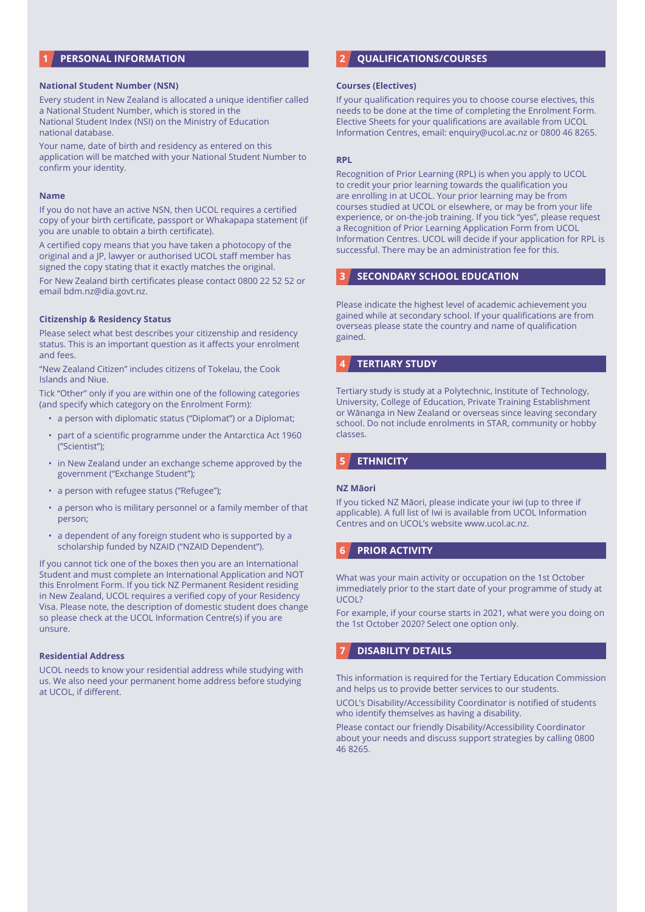## 1 PERSONAL INFORMATION

### National Student Number (NSN)

Every student in New Zealand is allocated a unique identifier called a National Student Number, which is stored in the National Student Index (NSI) on the Ministry of Education national database.

Your name, date of birth and residency as entered on this application will be matched with your National Student Number to confirm your identity.

### Name

If you do not have an active NSN, then UCOL requires a certified copy of your birth certificate, passport or Whakapapa statement (if you are unable to obtain a birth certificate).

A certified copy means that you have taken a photocopy of the original and a JP, lawyer or authorised UCOL staff member has signed the copy stating that it exactly matches the original.

For New Zealand birth certificates please contact 0800 22 52 52 or email bdm.nz@dia.govt.nz.

### Citizenship & Residency Status

Please select what best describes your citizenship and residency status. This is an important question as it affects your enrolment and fees.

"New Zealand Citizen" includes citizens of Tokelau, the Cook Islands and Niue.

Tick "Other" only if you are within one of the following categories (and specify which category on the Enrolment Form):

- a person with diplomatic status ("Diplomat") or a Diplomat;
- part of a scientific programme under the Antarctica Act 1960 ("Scientist");
- in New Zealand under an exchange scheme approved by the government ("Exchange Student");
- a person with refugee status ("Refugee");
- a person who is military personnel or a family member of that person;
- a dependent of any foreign student who is supported by a scholarship funded by NZAID ("NZAID Dependent").

If you cannot tick one of the boxes then you are an International Student and must complete an International Application and NOT this Enrolment Form. If you tick NZ Permanent Resident residing in New Zealand, UCOL requires a verified copy of your Residency Visa. Please note, the description of domestic student does change so please check at the UCOL Information Centre(s) if you are unsure.

### Residential Address

UCOL needs to know your residential address while studying with us. We also need your permanent home address before studying at UCOL, if different.

## 2 QUALIFICATIONS/COURSES

### Courses (Electives)

If your qualification requires you to choose course electives, this needs to be done at the time of completing the Enrolment Form. Elective Sheets for your qualifications are available from UCOL Information Centres, email: enquiry@ucol.ac.nz or 0800 46 8265.

### RPL

Recognition of Prior Learning (RPL) is when you apply to UCOL to credit your prior learning towards the qualification you are enrolling in at UCOL. Your prior learning may be from courses studied at UCOL or elsewhere, or may be from your life experience, or on-the-job training. If you tick "yes", please request a Recognition of Prior Learning Application Form from UCOL Information Centres. UCOL will decide if your application for RPL is successful. There may be an administration fee for this.

## 3 SECONDARY SCHOOL EDUCATION

Please indicate the highest level of academic achievement you gained while at secondary school. If your qualifications are from overseas please state the country and name of qualification gained.

## 4 TERTIARY STUDY

Tertiary study is study at a Polytechnic, Institute of Technology, University, College of Education, Private Training Establishment or Wānanga in New Zealand or overseas since leaving secondary school. Do not include enrolments in STAR, community or hobby classes.

## 5 ETHNICITY

### NZ Māori

If you ticked NZ Māori, please indicate your iwi (up to three if applicable). A full list of Iwi is available from UCOL Information Centres and on UCOL's website www.ucol.ac.nz.

## 6 PRIOR ACTIVITY

What was your main activity or occupation on the 1st October immediately prior to the start date of your programme of study at UCOL?

For example, if your course starts in 2021, what were you doing on the 1st October 2020? Select one option only.

## 7 DISABILITY DETAILS

This information is required for the Tertiary Education Commission and helps us to provide better services to our students.

UCOL's Disability/Accessibility Coordinator is notified of students who identify themselves as having a disability.

Please contact our friendly Disability/Accessibility Coordinator about your needs and discuss support strategies by calling 0800 46 8265.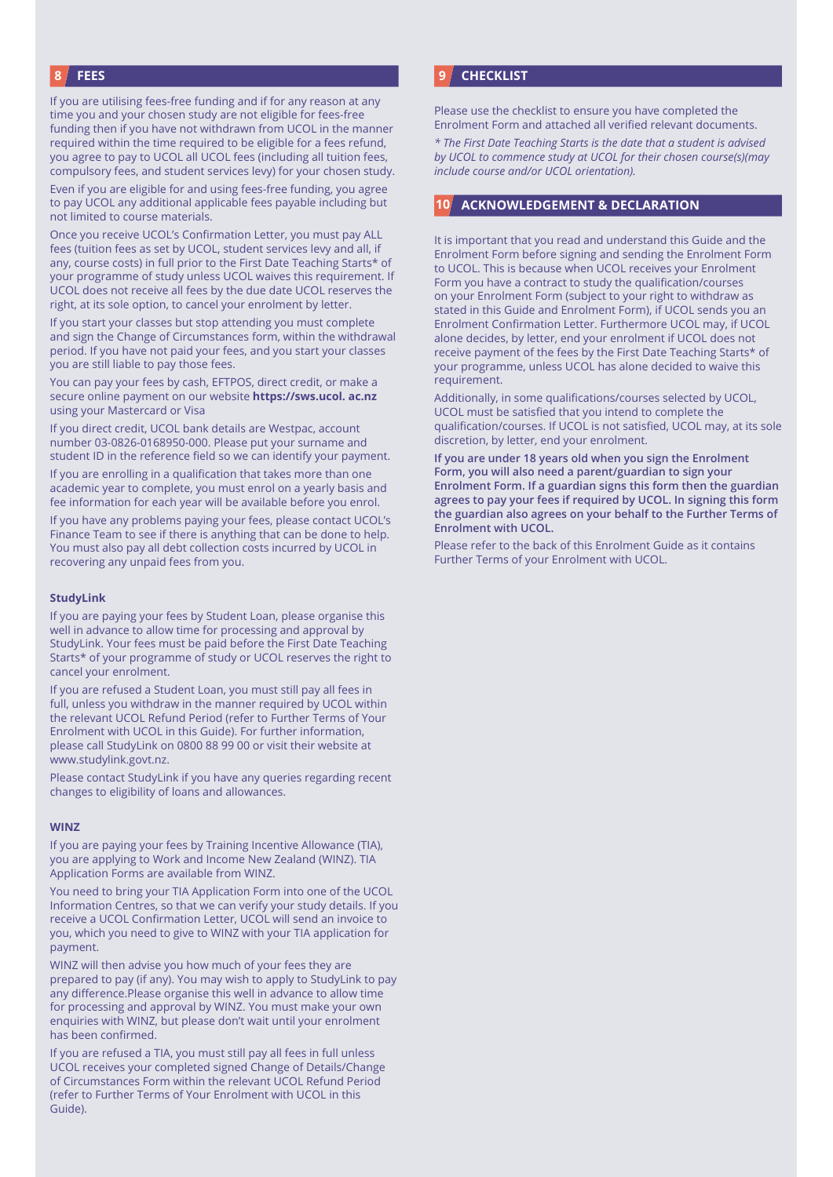## 8 FEES

If you are utilising fees-free funding and if for any reason at any time you and your chosen study are not eligible for fees-free funding then if you have not withdrawn from UCOL in the manner required within the time required to be eligible for a fees refund, you agree to pay to UCOL all UCOL fees (including all tuition fees, compulsory fees, and student services levy) for your chosen study.

Even if you are eligible for and using fees-free funding, you agree to pay UCOL any additional applicable fees payable including but not limited to course materials.

Once you receive UCOL's Confirmation Letter, you must pay ALL fees (tuition fees as set by UCOL, student services levy and all, if any, course costs) in full prior to the First Date Teaching Starts* of your programme of study unless UCOL waives this requirement. If UCOL does not receive all fees by the due date UCOL reserves the right, at its sole option, to cancel your enrolment by letter.

If you start your classes but stop attending you must complete and sign the Change of Circumstances form, within the withdrawal period. If you have not paid your fees, and you start your classes you are still liable to pay those fees.

You can pay your fees by cash, EFTPOS, direct credit, or make a secure online payment on our website **https://sws.ucol. ac.nz** using your Mastercard or Visa

If you direct credit, UCOL bank details are Westpac, account number 03-0826-0168950-000. Please put your surname and student ID in the reference field so we can identify your payment.

If you are enrolling in a qualification that takes more than one academic year to complete, you must enrol on a yearly basis and fee information for each year will be available before you enrol.

If you have any problems paying your fees, please contact UCOL's Finance Team to see if there is anything that can be done to help. You must also pay all debt collection costs incurred by UCOL in recovering any unpaid fees from you.

### StudyLink

If you are paying your fees by Student Loan, please organise this well in advance to allow time for processing and approval by StudyLink. Your fees must be paid before the First Date Teaching Starts* of your programme of study or UCOL reserves the right to cancel your enrolment.

If you are refused a Student Loan, you must still pay all fees in full, unless you withdraw in the manner required by UCOL within the relevant UCOL Refund Period (refer to Further Terms of Your Enrolment with UCOL in this Guide). For further information, please call StudyLink on 0800 88 99 00 or visit their website at www.studylink.govt.nz.

Please contact StudyLink if you have any queries regarding recent changes to eligibility of loans and allowances.

### WINZ

If you are paying your fees by Training Incentive Allowance (TIA), you are applying to Work and Income New Zealand (WINZ). TIA Application Forms are available from WINZ.

You need to bring your TIA Application Form into one of the UCOL Information Centres, so that we can verify your study details. If you receive a UCOL Confirmation Letter, UCOL will send an invoice to you, which you need to give to WINZ with your TIA application for payment.

WINZ will then advise you how much of your fees they are prepared to pay (if any). You may wish to apply to StudyLink to pay any difference.Please organise this well in advance to allow time for processing and approval by WINZ. You must make your own enquiries with WINZ, but please don't wait until your enrolment has been confirmed.

If you are refused a TIA, you must still pay all fees in full unless UCOL receives your completed signed Change of Details/Change of Circumstances Form within the relevant UCOL Refund Period (refer to Further Terms of Your Enrolment with UCOL in this Guide).

## 9 CHECKLIST

Please use the checklist to ensure you have completed the Enrolment Form and attached all verified relevant documents.

*\* The First Date Teaching Starts is the date that a student is advised by UCOL to commence study at UCOL for their chosen course(s)(may include course and/or UCOL orientation).*

## 10 ACKNOWLEDGEMENT & DECLARATION

It is important that you read and understand this Guide and the Enrolment Form before signing and sending the Enrolment Form to UCOL. This is because when UCOL receives your Enrolment Form you have a contract to study the qualification/courses on your Enrolment Form (subject to your right to withdraw as stated in this Guide and Enrolment Form), if UCOL sends you an Enrolment Confirmation Letter. Furthermore UCOL may, if UCOL alone decides, by letter, end your enrolment if UCOL does not receive payment of the fees by the First Date Teaching Starts* of your programme, unless UCOL has alone decided to waive this requirement.

Additionally, in some qualifications/courses selected by UCOL, UCOL must be satisfied that you intend to complete the qualification/courses. If UCOL is not satisfied, UCOL may, at its sole discretion, by letter, end your enrolment.

**If you are under 18 years old when you sign the Enrolment Form, you will also need a parent/guardian to sign your Enrolment Form. If a guardian signs this form then the guardian agrees to pay your fees if required by UCOL. In signing this form the guardian also agrees on your behalf to the Further Terms of Enrolment with UCOL.**

Please refer to the back of this Enrolment Guide as it contains Further Terms of your Enrolment with UCOL.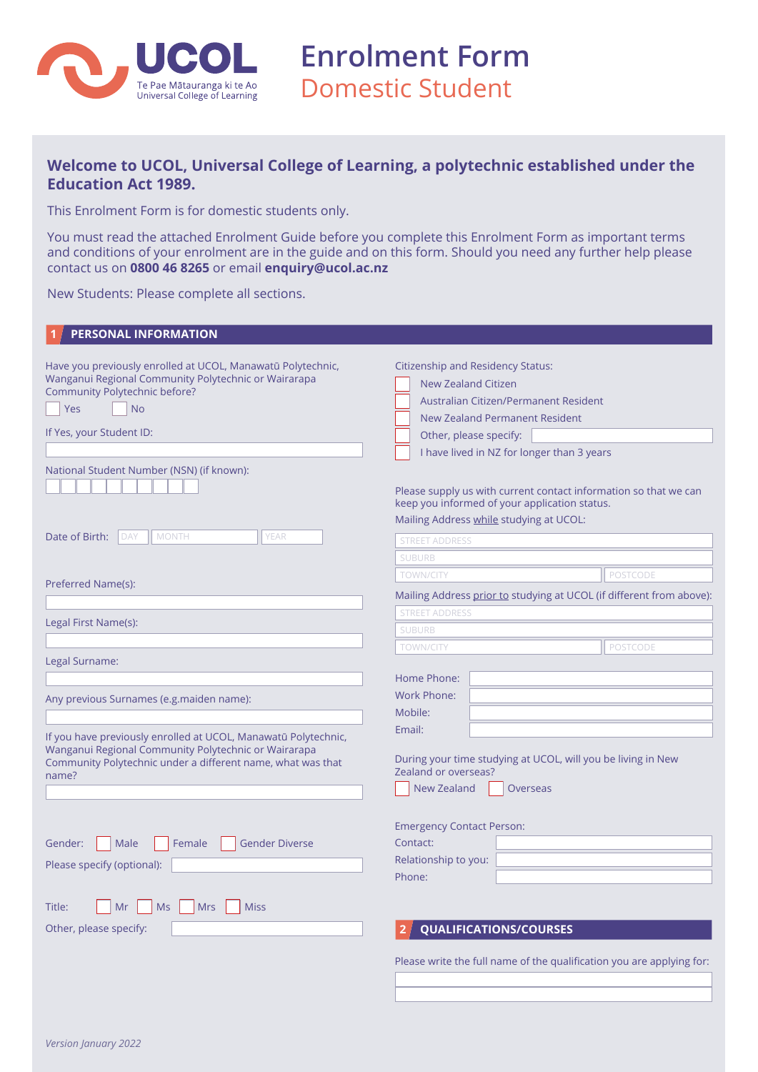UCOL
Te Pae Mātauranga ki te Ao
Universal College of Learning

# Enrolment Form
## Domestic Student

**Welcome to UCOL, Universal College of Learning, a polytechnic established under the Education Act 1989.**

This Enrolment Form is for domestic students only.

You must read the attached Enrolment Guide before you complete this Enrolment Form as important terms and conditions of your enrolment are in the guide and on this form. Should you need any further help please contact us on **0800 46 8265** or email **enquiry@ucol.ac.nz**

New Students: Please complete all sections.

## 1 PERSONAL INFORMATION

Have you previously enrolled at UCOL, Manawatū Polytechnic, Wanganui Regional Community Polytechnic or Wairarapa Community Polytechnic before?

☐ Yes ☐ No

If Yes, your Student ID:

National Student Number (NSN) (if known):

Date of Birth: DAY / MONTH / YEAR

Preferred Name(s):

Legal First Name(s):

Legal Surname:

Any previous Surnames (e.g.maiden name):

If you have previously enrolled at UCOL, Manawatū Polytechnic, Wanganui Regional Community Polytechnic or Wairarapa Community Polytechnic under a different name, what was that name?

Gender: ☐ Male ☐ Female ☐ Gender Diverse

Please specify (optional):

Title: ☐ Mr ☐ Ms ☐ Mrs ☐ Miss

Other, please specify:

Citizenship and Residency Status:

☐ New Zealand Citizen
☐ Australian Citizen/Permanent Resident
☐ New Zealand Permanent Resident
☐ Other, please specify:
☐ I have lived in NZ for longer than 3 years

Please supply us with current contact information so that we can keep you informed of your application status.

Mailing Address while studying at UCOL:

STREET ADDRESS
SUBURB
TOWN/CITY POSTCODE

Mailing Address prior to studying at UCOL (if different from above):

STREET ADDRESS
SUBURB
TOWN/CITY POSTCODE

Home Phone:
Work Phone:
Mobile:
Email:

During your time studying at UCOL, will you be living in New Zealand or overseas?

☐ New Zealand ☐ Overseas

Emergency Contact Person:

Contact:
Relationship to you:
Phone:

## 2 QUALIFICATIONS/COURSES

Please write the full name of the qualification you are applying for:

*Version January 2022*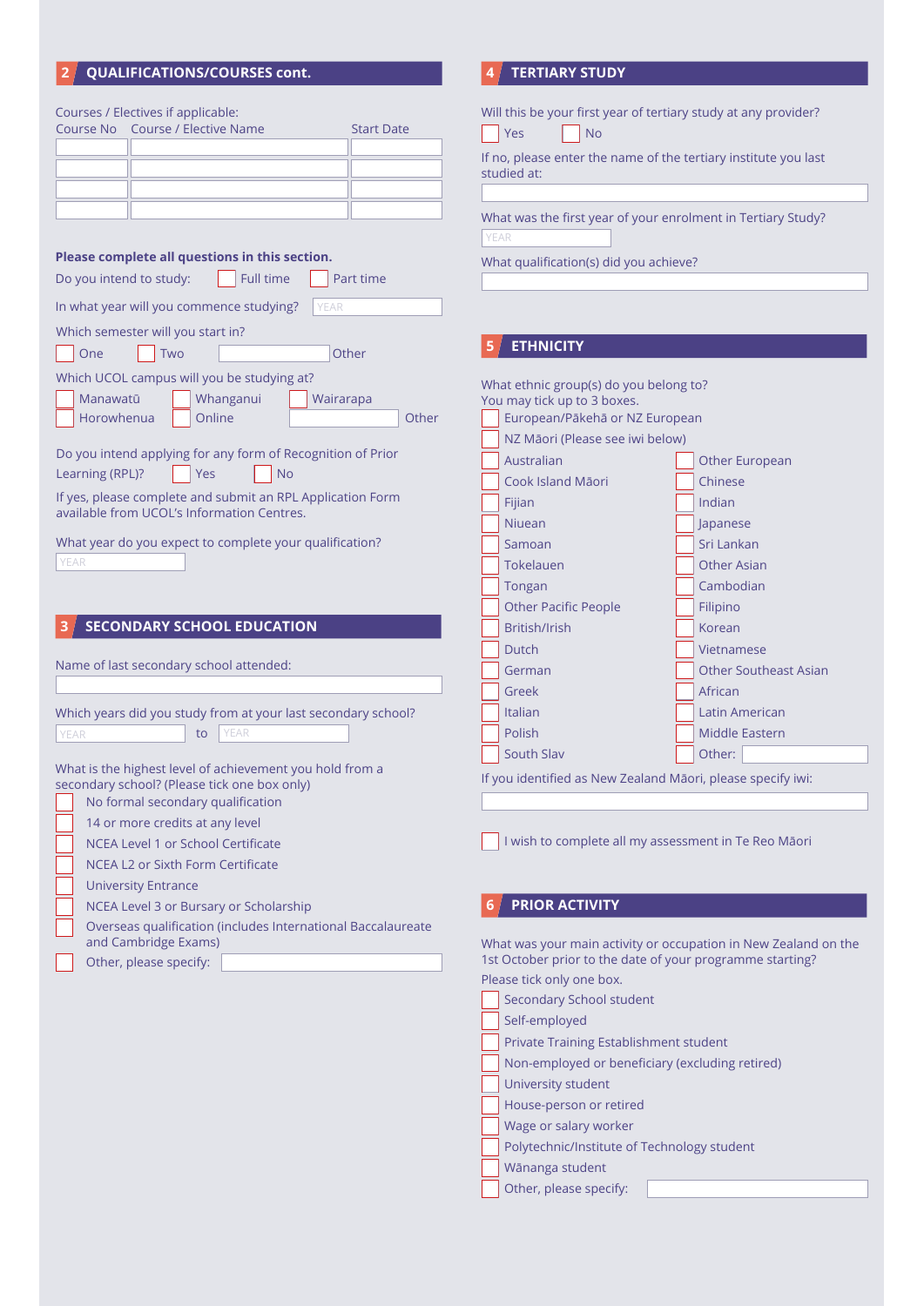## 2 QUALIFICATIONS/COURSES cont.

Courses / Electives if applicable:

| Course No | Course / Elective Name | Start Date |
|---|---|---|
| | | |
| | | |
| | | |
| | | |

**Please complete all questions in this section.**

Do you intend to study: ☐ Full time ☐ Part time

In what year will you commence studying? YEAR

Which semester will you start in?

☐ One ☐ Two ______ Other

Which UCOL campus will you be studying at?

☐ Manawatū ☐ Whanganui ☐ Wairarapa
☐ Horowhenua ☐ Online ______ Other

Do you intend applying for any form of Recognition of Prior Learning (RPL)? ☐ Yes ☐ No

If yes, please complete and submit an RPL Application Form available from UCOL's Information Centres.

What year do you expect to complete your qualification?

YEAR

## 3 SECONDARY SCHOOL EDUCATION

Name of last secondary school attended:

Which years did you study from at your last secondary school?

YEAR to YEAR

What is the highest level of achievement you hold from a secondary school? (Please tick one box only)

- ☐ No formal secondary qualification
- ☐ 14 or more credits at any level
- ☐ NCEA Level 1 or School Certificate
- ☐ NCEA L2 or Sixth Form Certificate
- ☐ University Entrance
- ☐ NCEA Level 3 or Bursary or Scholarship
- ☐ Overseas qualification (includes International Baccalaureate and Cambridge Exams)
- ☐ Other, please specify:

## 4 TERTIARY STUDY

Will this be your first year of tertiary study at any provider?

☐ Yes ☐ No

If no, please enter the name of the tertiary institute you last studied at:

What was the first year of your enrolment in Tertiary Study?

YEAR

What qualification(s) did you achieve?

## 5 ETHNICITY

What ethnic group(s) do you belong to?
You may tick up to 3 boxes.

- ☐ European/Pākehā or NZ European
- ☐ NZ Māori (Please see iwi below)

| | |
|---|---|
| ☐ Australian | ☐ Other European |
| ☐ Cook Island Māori | ☐ Chinese |
| ☐ Fijian | ☐ Indian |
| ☐ Niuean | ☐ Japanese |
| ☐ Samoan | ☐ Sri Lankan |
| ☐ Tokelauen | ☐ Other Asian |
| ☐ Tongan | ☐ Cambodian |
| ☐ Other Pacific People | ☐ Filipino |
| ☐ British/Irish | ☐ Korean |
| ☐ Dutch | ☐ Vietnamese |
| ☐ German | ☐ Other Southeast Asian |
| ☐ Greek | ☐ African |
| ☐ Italian | ☐ Latin American |
| ☐ Polish | ☐ Middle Eastern |
| ☐ South Slav | ☐ Other: |

If you identified as New Zealand Māori, please specify iwi:

☐ I wish to complete all my assessment in Te Reo Māori

## 6 PRIOR ACTIVITY

What was your main activity or occupation in New Zealand on the 1st October prior to the date of your programme starting?

Please tick only one box.

- ☐ Secondary School student
- ☐ Self-employed
- ☐ Private Training Establishment student
- ☐ Non-employed or beneficiary (excluding retired)
- ☐ University student
- ☐ House-person or retired
- ☐ Wage or salary worker
- ☐ Polytechnic/Institute of Technology student
- ☐ Wānanga student
- ☐ Other, please specify: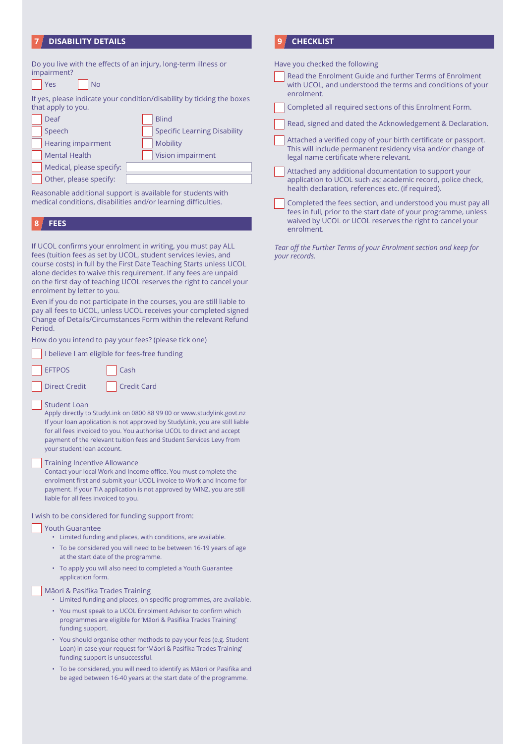## 7 DISABILITY DETAILS

Do you live with the effects of an injury, long-term illness or impairment?

- [ ] Yes
- [ ] No

If yes, please indicate your condition/disability by ticking the boxes that apply to you.

- [ ] Deaf
- [ ] Blind
- [ ] Speech
- [ ] Specific Learning Disability
- [ ] Hearing impairment
- [ ] Mobility
- [ ] Mental Health
- [ ] Vision impairment
- [ ] Medical, please specify: ____________________
- [ ] Other, please specify: ____________________

Reasonable additional support is available for students with medical conditions, disabilities and/or learning difficulties.

## 8 FEES

If UCOL confirms your enrolment in writing, you must pay ALL fees (tuition fees as set by UCOL, student services levies, and course costs) in full by the First Date Teaching Starts unless UCOL alone decides to waive this requirement. If any fees are unpaid on the first day of teaching UCOL reserves the right to cancel your enrolment by letter to you.

Even if you do not participate in the courses, you are still liable to pay all fees to UCOL, unless UCOL receives your completed signed Change of Details/Circumstances Form within the relevant Refund Period.

How do you intend to pay your fees? (please tick one)

- [ ] I believe I am eligible for fees-free funding
- [ ] EFTPOS
- [ ] Cash
- [ ] Direct Credit
- [ ] Credit Card
- [ ] Student Loan
  Apply directly to StudyLink on 0800 88 99 00 or www.studylink.govt.nz If your loan application is not approved by StudyLink, you are still liable for all fees invoiced to you. You authorise UCOL to direct and accept payment of the relevant tuition fees and Student Services Levy from your student loan account.
- [ ] Training Incentive Allowance
  Contact your local Work and Income office. You must complete the enrolment first and submit your UCOL invoice to Work and Income for payment. If your TIA application is not approved by WINZ, you are still liable for all fees invoiced to you.

I wish to be considered for funding support from:

- [ ] Youth Guarantee
  - Limited funding and places, with conditions, are available.
  - To be considered you will need to be between 16-19 years of age at the start date of the programme.
  - To apply you will also need to completed a Youth Guarantee application form.
- [ ] Māori & Pasifika Trades Training
  - Limited funding and places, on specific programmes, are available.
  - You must speak to a UCOL Enrolment Advisor to confirm which programmes are eligible for 'Māori & Pasifika Trades Training' funding support.
  - You should organise other methods to pay your fees (e.g. Student Loan) in case your request for 'Māori & Pasifika Trades Training' funding support is unsuccessful.
  - To be considered, you will need to identify as Māori or Pasifika and be aged between 16-40 years at the start date of the programme.

## 9 CHECKLIST

Have you checked the following

- [ ] Read the Enrolment Guide and further Terms of Enrolment with UCOL, and understood the terms and conditions of your enrolment.
- [ ] Completed all required sections of this Enrolment Form.
- [ ] Read, signed and dated the Acknowledgement & Declaration.
- [ ] Attached a verified copy of your birth certificate or passport. This will include permanent residency visa and/or change of legal name certificate where relevant.
- [ ] Attached any additional documentation to support your application to UCOL such as; academic record, police check, health declaration, references etc. (if required).
- [ ] Completed the fees section, and understood you must pay all fees in full, prior to the start date of your programme, unless waived by UCOL or UCOL reserves the right to cancel your enrolment.

*Tear off the Further Terms of your Enrolment section and keep for your records.*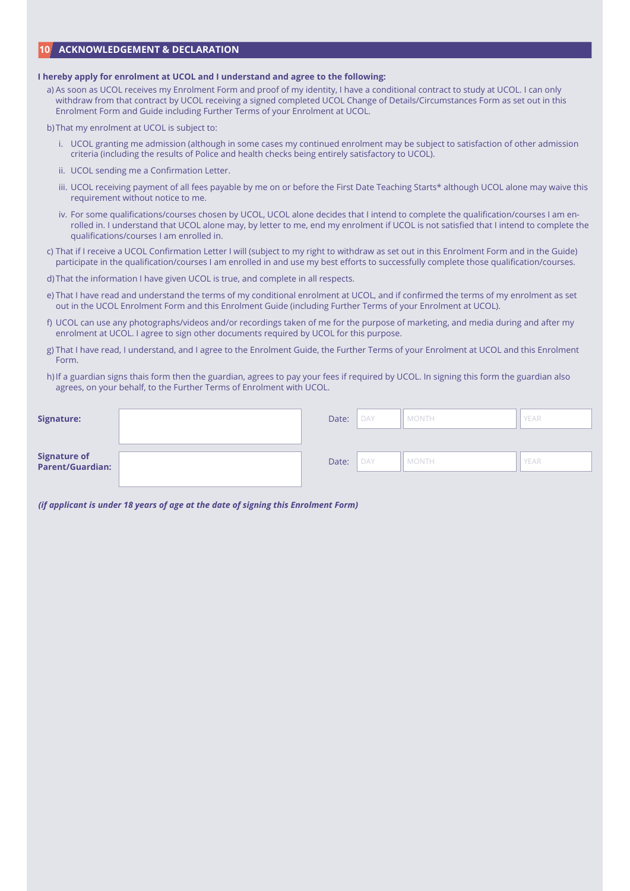## 10 ACKNOWLEDGEMENT & DECLARATION

**I hereby apply for enrolment at UCOL and I understand and agree to the following:**

a) As soon as UCOL receives my Enrolment Form and proof of my identity, I have a conditional contract to study at UCOL. I can only withdraw from that contract by UCOL receiving a signed completed UCOL Change of Details/Circumstances Form as set out in this Enrolment Form and Guide including Further Terms of your Enrolment at UCOL.

b) That my enrolment at UCOL is subject to:

i. UCOL granting me admission (although in some cases my continued enrolment may be subject to satisfaction of other admission criteria (including the results of Police and health checks being entirely satisfactory to UCOL).

ii. UCOL sending me a Confirmation Letter.

iii. UCOL receiving payment of all fees payable by me on or before the First Date Teaching Starts* although UCOL alone may waive this requirement without notice to me.

iv. For some qualifications/courses chosen by UCOL, UCOL alone decides that I intend to complete the qualification/courses I am enrolled in. I understand that UCOL alone may, by letter to me, end my enrolment if UCOL is not satisfied that I intend to complete the qualifications/courses I am enrolled in.

c) That if I receive a UCOL Confirmation Letter I will (subject to my right to withdraw as set out in this Enrolment Form and in the Guide) participate in the qualification/courses I am enrolled in and use my best efforts to successfully complete those qualification/courses.

d) That the information I have given UCOL is true, and complete in all respects.

e) That I have read and understand the terms of my conditional enrolment at UCOL, and if confirmed the terms of my enrolment as set out in the UCOL Enrolment Form and this Enrolment Guide (including Further Terms of your Enrolment at UCOL).

f) UCOL can use any photographs/videos and/or recordings taken of me for the purpose of marketing, and media during and after my enrolment at UCOL. I agree to sign other documents required by UCOL for this purpose.

g) That I have read, I understand, and I agree to the Enrolment Guide, the Further Terms of your Enrolment at UCOL and this Enrolment Form.

h) If a guardian signs thais form then the guardian, agrees to pay your fees if required by UCOL. In signing this form the guardian also agrees, on your behalf, to the Further Terms of Enrolment with UCOL.

| | | | | | |
|---|---|---|---|---|---|
| **Signature:** | | Date: | DAY | MONTH | YEAR |
| **Signature of Parent/Guardian:** | | Date: | DAY | MONTH | YEAR |

***(if applicant is under 18 years of age at the date of signing this Enrolment Form)***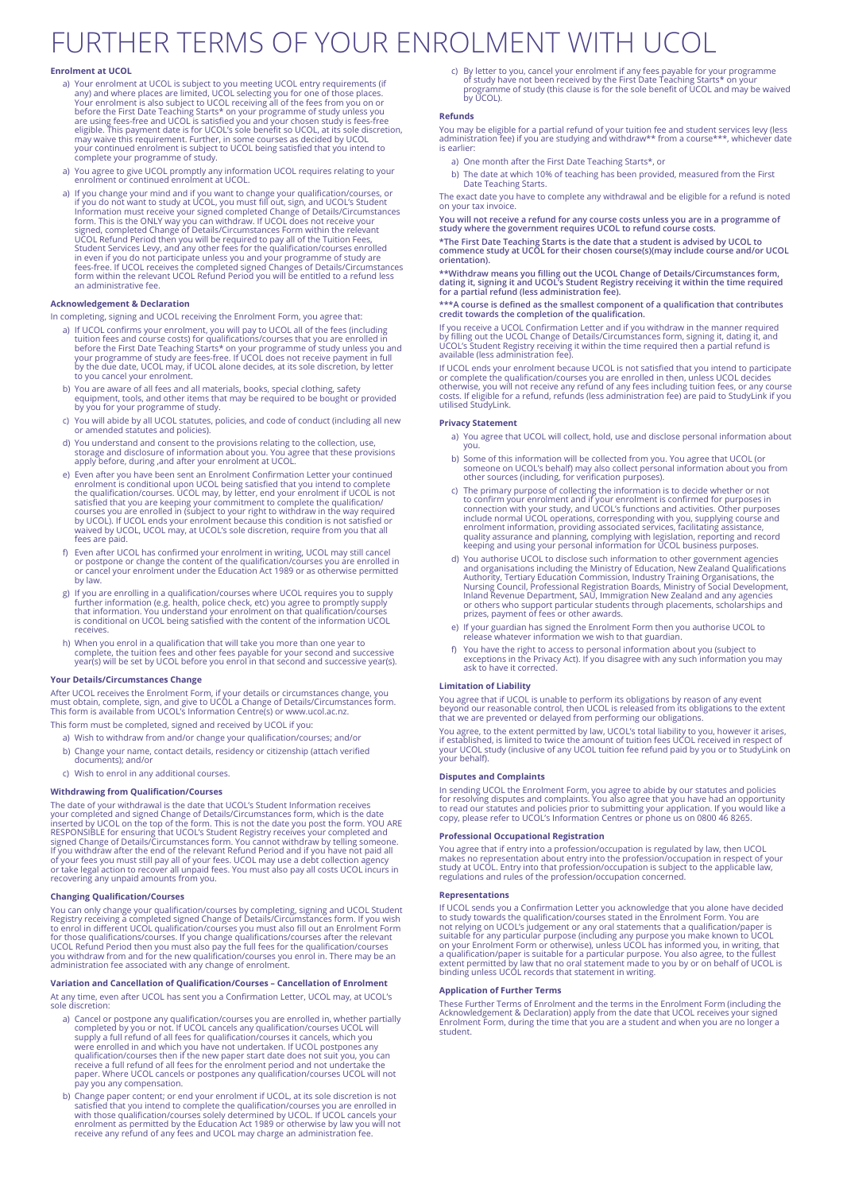# FURTHER TERMS OF YOUR ENROLMENT WITH UCOL

**Enrolment at UCOL**

a) Your enrolment at UCOL is subject to you meeting UCOL entry requirements (if any) and where places are limited, UCOL selecting you for one of those places. Your enrolment is also subject to UCOL receiving all of the fees from you on or before the First Date Teaching Starts* on your programme of study unless you are using fees-free and UCOL is satisfied you and your chosen study is fees-free eligible. This payment date is for UCOL's sole benefit so UCOL, at its sole discretion, may waive this requirement. Further, in some courses as decided by UCOL your continued enrolment is subject to UCOL being satisfied that you intend to complete your programme of study.

a) You agree to give UCOL promptly any information UCOL requires relating to your enrolment or continued enrolment at UCOL.

a) If you change your mind and if you want to change your qualification/courses, or if you do not want to study at UCOL, you must fill out, sign, and UCOL's Student Information must receive your signed completed Change of Details/Circumstances form. This is the ONLY way you can withdraw. If UCOL does not receive your signed, completed Change of Details/Circumstances Form within the relevant UCOL Refund Period then you will be required to pay all of the Tuition Fees, Student Services Levy, and any other fees for the qualification/courses enrolled in even if you do not participate unless you and your programme of study are fees-free. If UCOL receives the completed signed Changes of Details/Circumstances form within the relevant UCOL Refund Period you will be entitled to a refund less an administrative fee.

**Acknowledgement & Declaration**

In completing, signing and UCOL receiving the Enrolment Form, you agree that:

a) If UCOL confirms your enrolment, you will pay to UCOL all of the fees (including tuition fees and course costs) for qualifications/courses that you are enrolled in before the First Date Teaching Starts* on your programme of study unless you and your programme of study are fees-free. If UCOL does not receive payment in full by the due date, UCOL may, if UCOL alone decides, at its sole discretion, by letter to you cancel your enrolment.

b) You are aware of all fees and all materials, books, special clothing, safety equipment, tools, and other items that may be required to be bought or provided by you for your programme of study.

c) You will abide by all UCOL statutes, policies, and code of conduct (including all new or amended statutes and policies).

d) You understand and consent to the provisions relating to the collection, use, storage and disclosure of information about you. You agree that these provisions apply before, during ,and after your enrolment at UCOL.

e) Even after you have been sent an Enrolment Confirmation Letter your continued enrolment is conditional upon UCOL being satisfied that you intend to complete the qualification/courses. UCOL may, by letter, end your enrolment if UCOL is not satisfied that you are keeping your commitment to complete the qualification/ courses you are enrolled in (subject to your right to withdraw in the way required by UCOL). If UCOL ends your enrolment because this condition is not satisfied or waived by UCOL, UCOL may, at UCOL's sole discretion, require from you that all fees are paid.

f) Even after UCOL has confirmed your enrolment in writing, UCOL may still cancel or postpone or change the content of the qualification/courses you are enrolled in or cancel your enrolment under the Education Act 1989 or as otherwise permitted by law.

g) If you are enrolling in a qualification/courses where UCOL requires you to supply further information (e.g. health, police check, etc) you agree to promptly supply that information. You understand your enrolment on that qualification/courses is conditional on UCOL being satisfied with the content of the information UCOL receives.

h) When you enrol in a qualification that will take you more than one year to complete, the tuition fees and other fees payable for your second and successive year(s) will be set by UCOL before you enrol in that second and successive year(s).

**Your Details/Circumstances Change**

After UCOL receives the Enrolment Form, if your details or circumstances change, you must obtain, complete, sign, and give to UCOL a Change of Details/Circumstances form. This form is available from UCOL's Information Centre(s) or www.ucol.ac.nz.

This form must be completed, signed and received by UCOL if you:

a) Wish to withdraw from and/or change your qualification/courses; and/or

b) Change your name, contact details, residency or citizenship (attach verified documents); and/or

c) Wish to enrol in any additional courses.

**Withdrawing from Qualification/Courses**

The date of your withdrawal is the date that UCOL's Student Information receives your completed and signed Change of Details/Circumstances form, which is the date inserted by UCOL on the top of the form. This is not the date you post the form. YOU ARE RESPONSIBLE for ensuring that UCOL's Student Registry receives your completed and signed Change of Details/Circumstances form. You cannot withdraw by telling someone. If you withdraw after the end of the relevant Refund Period and if you have not paid all of your fees you must still pay all of your fees. UCOL may use a debt collection agency or take legal action to recover all unpaid fees. You must also pay all costs UCOL incurs in recovering any unpaid amounts from you.

**Changing Qualification/Courses**

You can only change your qualification/courses by completing, signing and UCOL Student Registry receiving a completed signed Change of Details/Circumstances form. If you wish to enrol in different UCOL qualification/courses you must also fill out an Enrolment Form for those qualifications/courses. If you change qualifications/courses after the relevant UCOL Refund Period then you must also pay the full fees for the qualification/courses you withdraw from and for the new qualification/courses you enrol in. There may be an administration fee associated with any change of enrolment.

**Variation and Cancellation of Qualification/Courses – Cancellation of Enrolment**

At any time, even after UCOL has sent you a Confirmation Letter, UCOL may, at UCOL's sole discretion:

a) Cancel or postpone any qualification/courses you are enrolled in, whether partially completed by you or not. If UCOL cancels any qualification/courses UCOL will supply a full refund of all fees for qualification/courses it cancels, which you were enrolled in and which you have not undertaken. If UCOL postpones any qualification/courses then if the new paper start date does not suit you, you can receive a full refund of all fees for the enrolment period and not undertake the paper. Where UCOL cancels or postpones any qualification/courses UCOL will not pay you any compensation.

b) Change paper content; or end your enrolment if UCOL, at its sole discretion is not satisfied that you intend to complete the qualification/courses you are enrolled in with those qualification/courses solely determined by UCOL. If UCOL cancels your enrolment as permitted by the Education Act 1989 or otherwise by law you will not receive any refund of any fees and UCOL may charge an administration fee.

c) By letter to you, cancel your enrolment if any fees payable for your programme of study have not been received by the First Date Teaching Starts* on your programme of study (this clause is for the sole benefit of UCOL and may be waived by UCOL).

**Refunds**

You may be eligible for a partial refund of your tuition fee and student services levy (less administration fee) if you are studying and withdraw** from a course***, whichever date is earlier:

a) One month after the First Date Teaching Starts*, or

b) The date at which 10% of teaching has been provided, measured from the First Date Teaching Starts.

The exact date you have to complete any withdrawal and be eligible for a refund is noted on your tax invoice.

**You will not receive a refund for any course costs unless you are in a programme of study where the government requires UCOL to refund course costs.**

**\*The First Date Teaching Starts is the date that a student is advised by UCOL to commence study at UCOL for their chosen course(s)(may include course and/or UCOL orientation).**

**\*\*Withdraw means you filling out the UCOL Change of Details/Circumstances form, dating it, signing it and UCOL's Student Registry receiving it within the time required for a partial refund (less administration fee).**

**\*\*\*A course is defined as the smallest component of a qualification that contributes credit towards the completion of the qualification.**

If you receive a UCOL Confirmation Letter and if you withdraw in the manner required by filling out the UCOL Change of Details/Circumstances form, signing it, dating it, and UCOL's Student Registry receiving it within the time required then a partial refund is available (less administration fee).

If UCOL ends your enrolment because UCOL is not satisfied that you intend to participate or complete the qualification/courses you are enrolled in then, unless UCOL decides otherwise, you will not receive any refund of any fees including tuition fees, or any course costs. If eligible for a refund, refunds (less administration fee) are paid to StudyLink if you utilised StudyLink.

**Privacy Statement**

a) You agree that UCOL will collect, hold, use and disclose personal information about you.

b) Some of this information will be collected from you. You agree that UCOL (or someone on UCOL's behalf) may also collect personal information about you from other sources (including, for verification purposes).

c) The primary purpose of collecting the information is to decide whether or not to confirm your enrolment and if your enrolment is confirmed for purposes in connection with your study, and UCOL's functions and activities. Other purposes include normal UCOL operations, corresponding with you, supplying course and enrolment information, providing associated services, facilitating assistance, quality assurance and planning, complying with legislation, reporting and record keeping and using your personal information for UCOL business purposes.

d) You authorise UCOL to disclose such information to other government agencies and organisations including the Ministry of Education, New Zealand Qualifications Authority, Tertiary Education Commission, Industry Training Organisations, the Nursing Council, Professional Registration Boards, Ministry of Social Development, Inland Revenue Department, SAU, Immigration New Zealand and any agencies or others who support particular students through placements, scholarships and prizes, payment of fees or other awards.

e) If your guardian has signed the Enrolment Form then you authorise UCOL to release whatever information we wish to that guardian.

f) You have the right to access to personal information about you (subject to exceptions in the Privacy Act). If you disagree with any such information you may ask to have it corrected.

**Limitation of Liability**

You agree that if UCOL is unable to perform its obligations by reason of any event beyond our reasonable control, then UCOL is released from its obligations to the extent that we are prevented or delayed from performing our obligations.

You agree, to the extent permitted by law, UCOL's total liability to you, however it arises, if established, is limited to twice the amount of tuition fees UCOL received in respect of your UCOL study (inclusive of any UCOL tuition fee refund paid by you or to StudyLink on your behalf).

**Disputes and Complaints**

In sending UCOL the Enrolment Form, you agree to abide by our statutes and policies for resolving disputes and complaints. You also agree that you have had an opportunity to read our statutes and policies prior to submitting your application. If you would like a copy, please refer to UCOL's Information Centres or phone us on 0800 46 8265.

**Professional Occupational Registration**

You agree that if entry into a profession/occupation is regulated by law, then UCOL makes no representation about entry into the profession/occupation in respect of your study at UCOL. Entry into that profession/occupation is subject to the applicable law, regulations and rules of the profession/occupation concerned.

**Representations**

If UCOL sends you a Confirmation Letter you acknowledge that you alone have decided to study towards the qualification/courses stated in the Enrolment Form. You are not relying on UCOL's judgement or any oral statements that a qualification/paper is suitable for any particular purpose (including any purpose you make known to UCOL on your Enrolment Form or otherwise), unless UCOL has informed you, in writing, that a qualification/paper is suitable for a particular purpose. You also agree, to the fullest extent permitted by law that no oral statement made to you by or on behalf of UCOL is binding unless UCOL records that statement in writing.

**Application of Further Terms**

These Further Terms of Enrolment and the terms in the Enrolment Form (including the Acknowledgement & Declaration) apply from the date that UCOL receives your signed Enrolment Form, during the time that you are a student and when you are no longer a student.